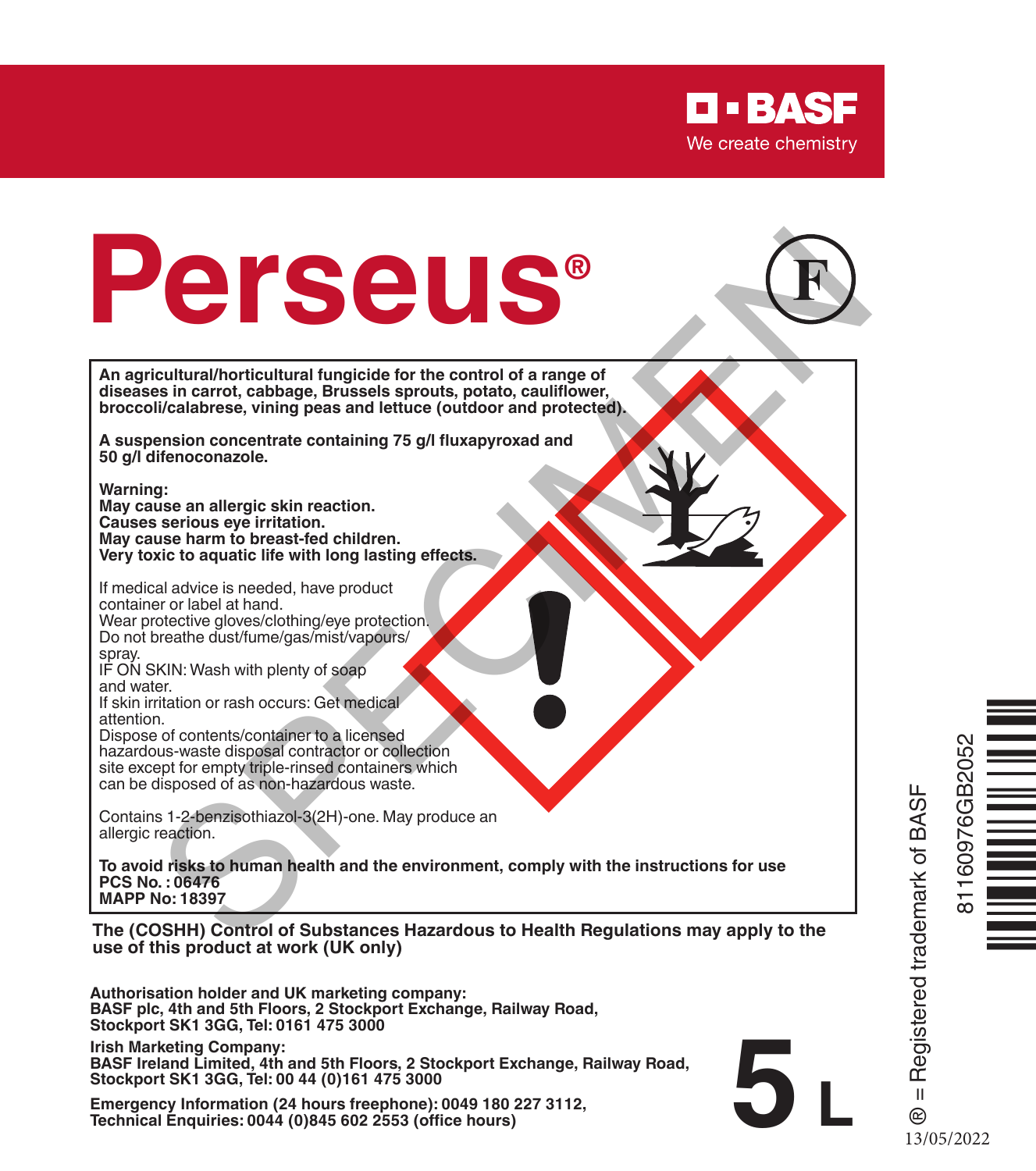BASF

We create chemistry

# Perseus®

(F)

**An agricultural/horticultural fungicide for the control of a range of diseases in carrot, cabbage, Brussels sprouts, potato, cauliflower, broccoli/calabrese, vining peas and lettuce (outdoor and protected).**

**A suspension concentrate containing 75 g/l fluxapyroxad and 50 g/l difenoconazole.**

**Warning:**
**May cause an allergic skin reaction.**
**Causes serious eye irritation.**
**May cause harm to breast-fed children.**
**Very toxic to aquatic life with long lasting effects.**

If medical advice is needed, have product container or label at hand.
Wear protective gloves/clothing/eye protection.
Do not breathe dust/fume/gas/mist/vapours/spray.
IF ON SKIN: Wash with plenty of soap and water.
If skin irritation or rash occurs: Get medical attention.
Dispose of contents/container to a licensed hazardous-waste disposal contractor or collection site except for empty triple-rinsed containers which can be disposed of as non-hazardous waste.

Contains 1-2-benzisothiazol-3(2H)-one. May produce an allergic reaction.

**To avoid risks to human health and the environment, comply with the instructions for use**
**PCS No. : 06476**
**MAPP No: 18397**

**The (COSHH) Control of Substances Hazardous to Health Regulations may apply to the use of this product at work (UK only)**

**Authorisation holder and UK marketing company:**
**BASF plc, 4th and 5th Floors, 2 Stockport Exchange, Railway Road, Stockport SK1 3GG, Tel: 0161 475 3000**

**Irish Marketing Company:**
**BASF Ireland Limited, 4th and 5th Floors, 2 Stockport Exchange, Railway Road, Stockport SK1 3GG, Tel: 00 44 (0)161 475 3000**

**Emergency Information (24 hours freephone): 0049 180 227 3112,**
**Technical Enquiries: 0044 (0)845 602 2553 (office hours)**

**5 L**

® = Registered trademark of BASF

81160976GB2052

13/05/2022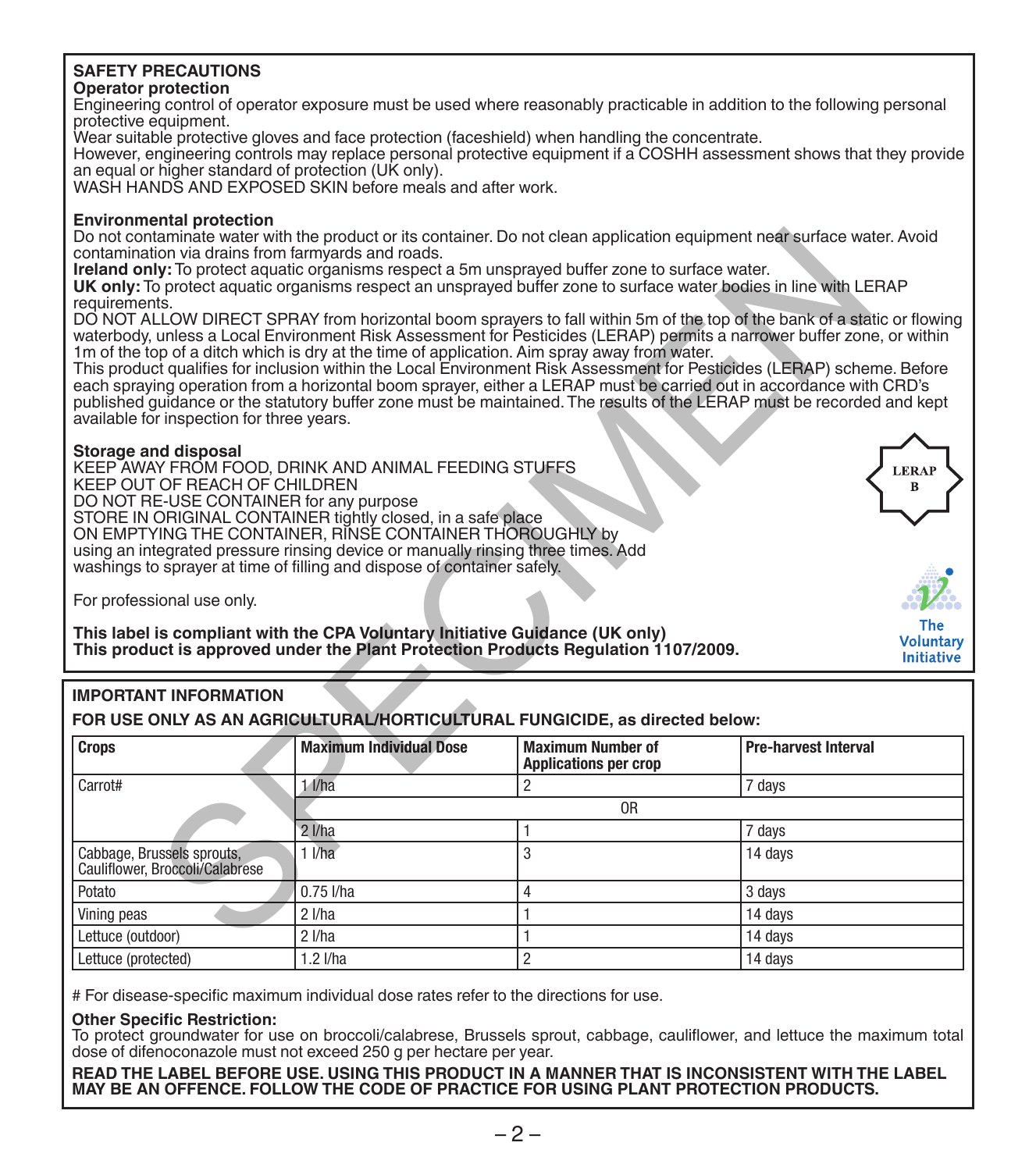## SAFETY PRECAUTIONS

### Operator protection

Engineering control of operator exposure must be used where reasonably practicable in addition to the following personal protective equipment.

Wear suitable protective gloves and face protection (faceshield) when handling the concentrate.

However, engineering controls may replace personal protective equipment if a COSHH assessment shows that they provide an equal or higher standard of protection (UK only).

WASH HANDS AND EXPOSED SKIN before meals and after work.

### Environmental protection

Do not contaminate water with the product or its container. Do not clean application equipment near surface water. Avoid contamination via drains from farmyards and roads.

**Ireland only:** To protect aquatic organisms respect a 5m unsprayed buffer zone to surface water.

**UK only:** To protect aquatic organisms respect an unsprayed buffer zone to surface water bodies in line with LERAP requirements.

DO NOT ALLOW DIRECT SPRAY from horizontal boom sprayers to fall within 5m of the top of the bank of a static or flowing waterbody, unless a Local Environment Risk Assessment for Pesticides (LERAP) permits a narrower buffer zone, or within 1m of the top of a ditch which is dry at the time of application. Aim spray away from water.

This product qualifies for inclusion within the Local Environment Risk Assessment for Pesticides (LERAP) scheme. Before each spraying operation from a horizontal boom sprayer, either a LERAP must be carried out in accordance with CRD's published guidance or the statutory buffer zone must be maintained. The results of the LERAP must be recorded and kept available for inspection for three years.

LERAP B

### Storage and disposal

KEEP AWAY FROM FOOD, DRINK AND ANIMAL FEEDING STUFFS
KEEP OUT OF REACH OF CHILDREN
DO NOT RE-USE CONTAINER for any purpose
STORE IN ORIGINAL CONTAINER tightly closed, in a safe place
ON EMPTYING THE CONTAINER, RINSE CONTAINER THOROUGHLY by using an integrated pressure rinsing device or manually rinsing three times. Add washings to sprayer at time of filling and dispose of container safely.

For professional use only.

**This label is compliant with the CPA Voluntary Initiative Guidance (UK only)**
**This product is approved under the Plant Protection Products Regulation 1107/2009.**

The Voluntary Initiative

## IMPORTANT INFORMATION

**FOR USE ONLY AS AN AGRICULTURAL/HORTICULTURAL FUNGICIDE, as directed below:**

| Crops | Maximum Individual Dose | Maximum Number of Applications per crop | Pre-harvest Interval |
|---|---|---|---|
| Carrot# | 1 l/ha | 2 | 7 days |
| | OR | | |
| | 2 l/ha | 1 | 7 days |
| Cabbage, Brussels sprouts, Cauliflower, Broccoli/Calabrese | 1 l/ha | 3 | 14 days |
| Potato | 0.75 l/ha | 4 | 3 days |
| Vining peas | 2 l/ha | 1 | 14 days |
| Lettuce (outdoor) | 2 l/ha | 1 | 14 days |
| Lettuce (protected) | 1.2 l/ha | 2 | 14 days |

# For disease-specific maximum individual dose rates refer to the directions for use.

**Other Specific Restriction:**

To protect groundwater for use on broccoli/calabrese, Brussels sprout, cabbage, cauliflower, and lettuce the maximum total dose of difenoconazole must not exceed 250 g per hectare per year.

**READ THE LABEL BEFORE USE. USING THIS PRODUCT IN A MANNER THAT IS INCONSISTENT WITH THE LABEL MAY BE AN OFFENCE. FOLLOW THE CODE OF PRACTICE FOR USING PLANT PROTECTION PRODUCTS.**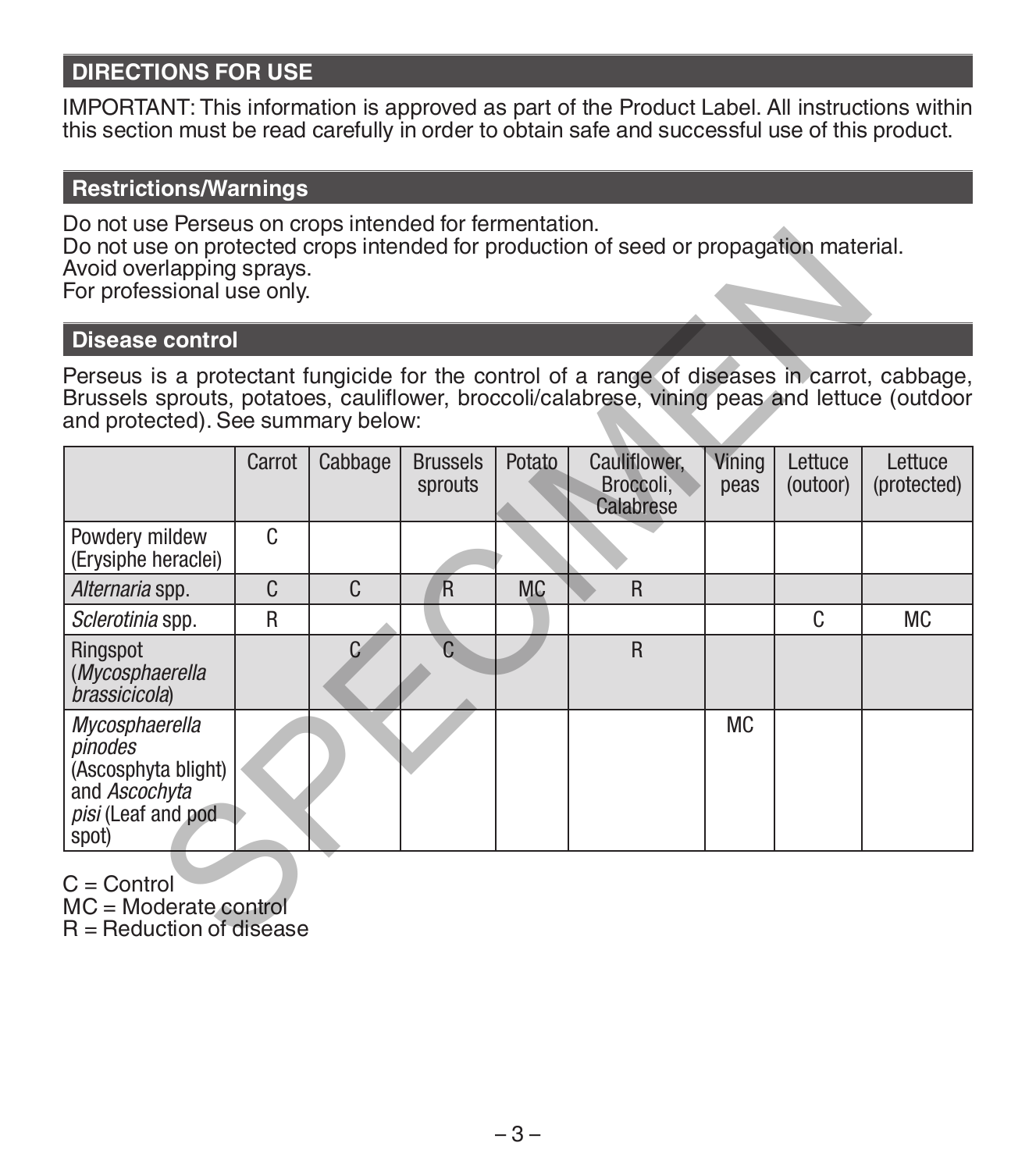## DIRECTIONS FOR USE

IMPORTANT: This information is approved as part of the Product Label. All instructions within this section must be read carefully in order to obtain safe and successful use of this product.

## Restrictions/Warnings

Do not use Perseus on crops intended for fermentation.
Do not use on protected crops intended for production of seed or propagation material.
Avoid overlapping sprays.
For professional use only.

## Disease control

Perseus is a protectant fungicide for the control of a range of diseases in carrot, cabbage, Brussels sprouts, potatoes, cauliflower, broccoli/calabrese, vining peas and lettuce (outdoor and protected). See summary below:

| | Carrot | Cabbage | Brussels sprouts | Potato | Cauliflower, Broccoli, Calabrese | Vining peas | Lettuce (outoor) | Lettuce (protected) |
|---|---|---|---|---|---|---|---|---|
| Powdery mildew (Erysiphe heraclei) | C | | | | | | | |
| *Alternaria* spp. | C | C | R | MC | R | | | |
| *Sclerotinia* spp. | R | | | | | | C | MC |
| Ringspot (*Mycosphaerella brassicicola*) | | C | C | | R | | | |
| *Mycosphaerella pinodes* (Ascosphyta blight) and *Ascochyta pisi* (Leaf and pod spot) | | | | | | MC | | |

C = Control
MC = Moderate control
R = Reduction of disease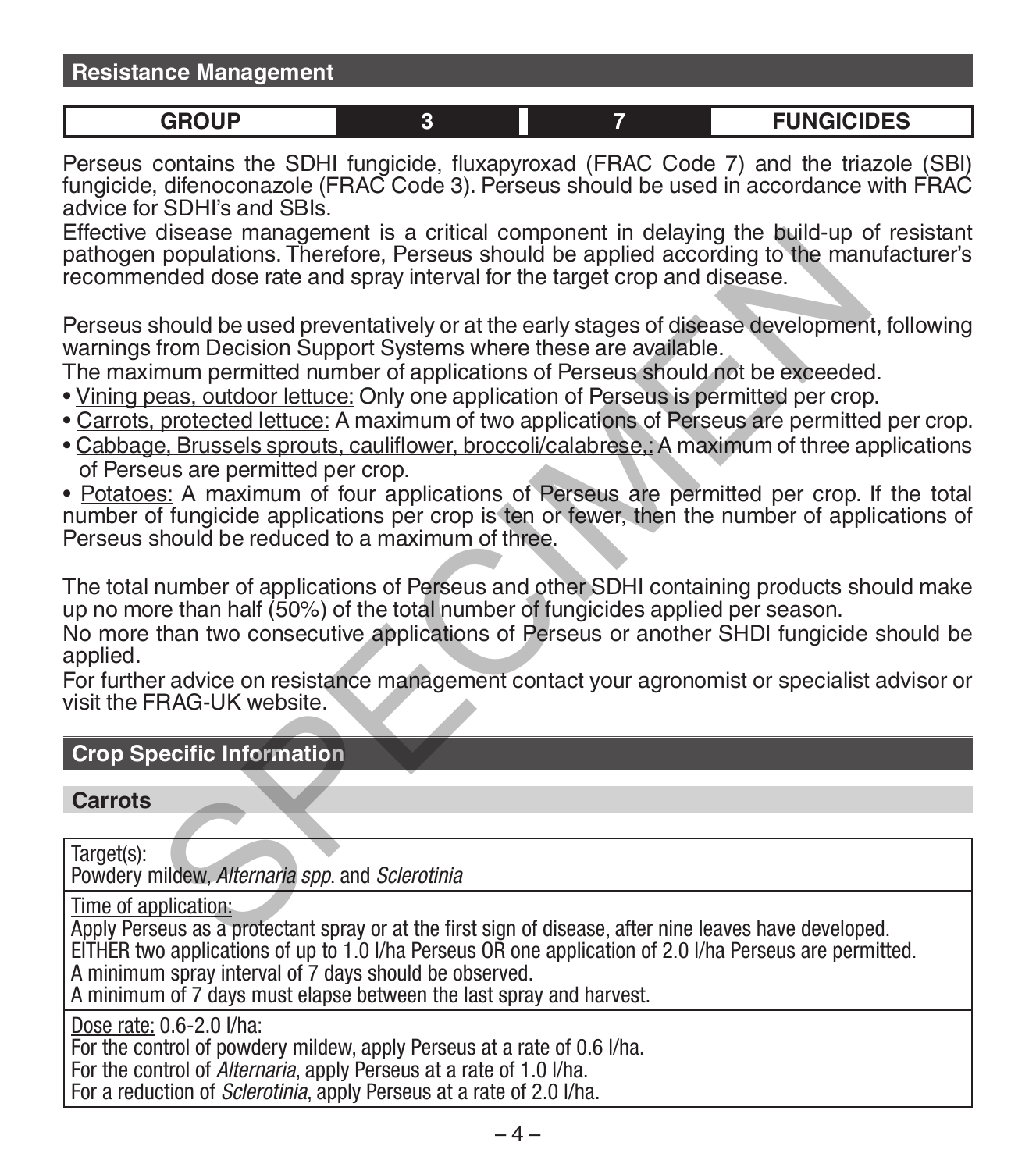## Resistance Management

| GROUP | 3 | 7 | FUNGICIDES |
|---|---|---|---|

Perseus contains the SDHI fungicide, fluxapyroxad (FRAC Code 7) and the triazole (SBI) fungicide, difenoconazole (FRAC Code 3). Perseus should be used in accordance with FRAC advice for SDHI's and SBIs.

Effective disease management is a critical component in delaying the build-up of resistant pathogen populations. Therefore, Perseus should be applied according to the manufacturer's recommended dose rate and spray interval for the target crop and disease.

Perseus should be used preventatively or at the early stages of disease development, following warnings from Decision Support Systems where these are available.

The maximum permitted number of applications of Perseus should not be exceeded.

- Vining peas, outdoor lettuce: Only one application of Perseus is permitted per crop.
- Carrots, protected lettuce: A maximum of two applications of Perseus are permitted per crop.
- Cabbage, Brussels sprouts, cauliflower, broccoli/calabrese,: A maximum of three applications of Perseus are permitted per crop.
- Potatoes: A maximum of four applications of Perseus are permitted per crop. If the total number of fungicide applications per crop is ten or fewer, then the number of applications of Perseus should be reduced to a maximum of three.

The total number of applications of Perseus and other SDHI containing products should make up no more than half (50%) of the total number of fungicides applied per season.

No more than two consecutive applications of Perseus or another SHDI fungicide should be applied.

For further advice on resistance management contact your agronomist or specialist advisor or visit the FRAG-UK website.

## Crop Specific Information

### Carrots

| |
|---|
| Target(s):<br>Powdery mildew, *Alternaria spp*. and *Sclerotinia* |
| Time of application:<br>Apply Perseus as a protectant spray or at the first sign of disease, after nine leaves have developed.<br>EITHER two applications of up to 1.0 l/ha Perseus OR one application of 2.0 l/ha Perseus are permitted.<br>A minimum spray interval of 7 days should be observed.<br>A minimum of 7 days must elapse between the last spray and harvest. |
| Dose rate: 0.6-2.0 l/ha:<br>For the control of powdery mildew, apply Perseus at a rate of 0.6 l/ha.<br>For the control of *Alternaria*, apply Perseus at a rate of 1.0 l/ha.<br>For a reduction of *Sclerotinia*, apply Perseus at a rate of 2.0 l/ha. |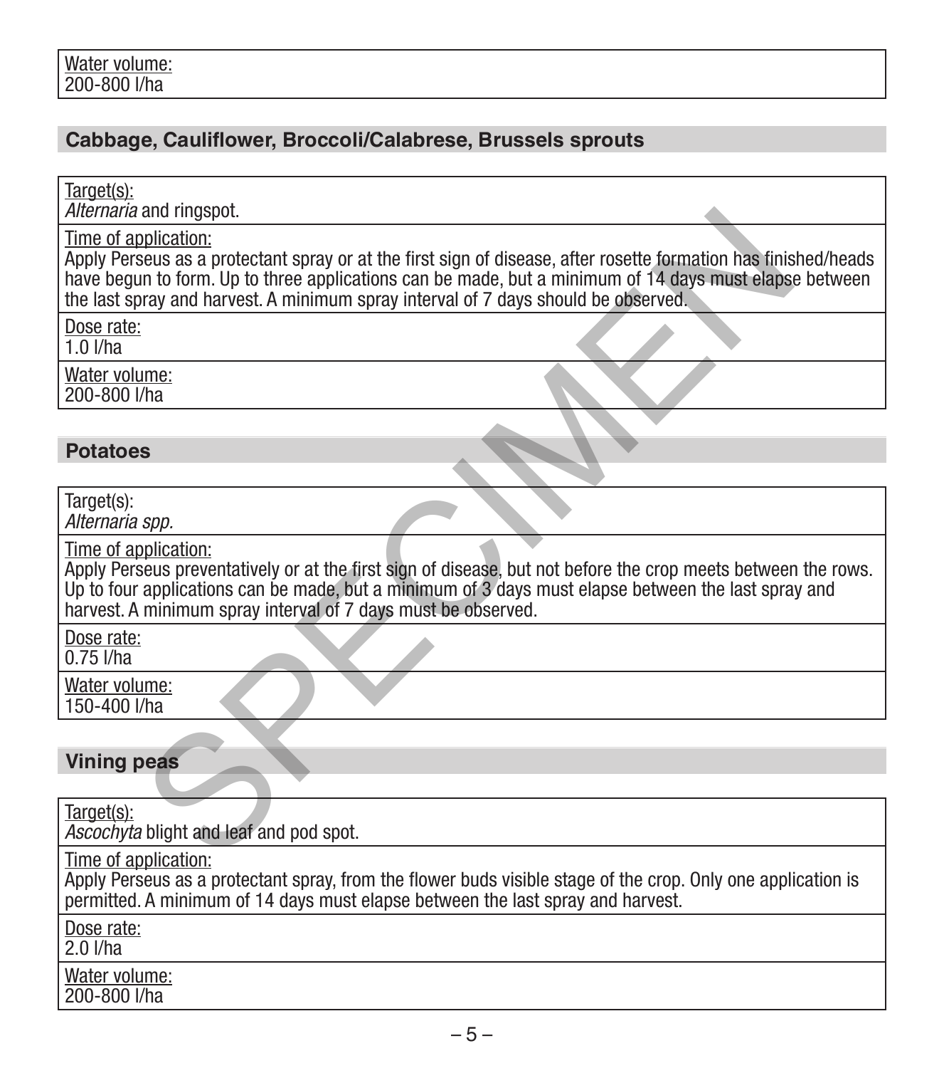Water volume:
200-800 l/ha

## Cabbage, Cauliflower, Broccoli/Calabrese, Brussels sprouts

Target(s):
*Alternaria* and ringspot.

Time of application:
Apply Perseus as a protectant spray or at the first sign of disease, after rosette formation has finished/heads have begun to form. Up to three applications can be made, but a minimum of 14 days must elapse between the last spray and harvest. A minimum spray interval of 7 days should be observed.

Dose rate:
1.0 l/ha

Water volume:
200-800 l/ha

## Potatoes

Target(s):
*Alternaria spp.*

Time of application:
Apply Perseus preventatively or at the first sign of disease, but not before the crop meets between the rows. Up to four applications can be made, but a minimum of 3 days must elapse between the last spray and harvest. A minimum spray interval of 7 days must be observed.

Dose rate:
0.75 l/ha

Water volume:
150-400 l/ha

## Vining peas

Target(s):
*Ascochyta* blight and leaf and pod spot.

Time of application:
Apply Perseus as a protectant spray, from the flower buds visible stage of the crop. Only one application is permitted. A minimum of 14 days must elapse between the last spray and harvest.

Dose rate:
2.0 l/ha

Water volume:
200-800 l/ha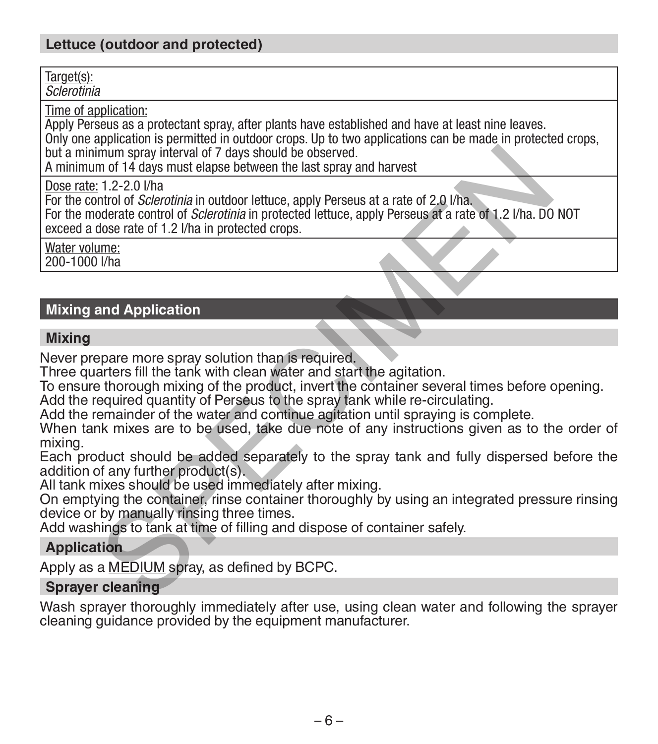## Lettuce (outdoor and protected)

<u>Target(s):</u>
*Sclerotinia*

<u>Time of application:</u>
Apply Perseus as a protectant spray, after plants have established and have at least nine leaves.
Only one application is permitted in outdoor crops. Up to two applications can be made in protected crops, but a minimum spray interval of 7 days should be observed.
A minimum of 14 days must elapse between the last spray and harvest

<u>Dose rate:</u> 1.2-2.0 l/ha
For the control of *Sclerotinia* in outdoor lettuce, apply Perseus at a rate of 2.0 l/ha.
For the moderate control of *Sclerotinia* in protected lettuce, apply Perseus at a rate of 1.2 l/ha. DO NOT exceed a dose rate of 1.2 l/ha in protected crops.

<u>Water volume:</u>
200-1000 l/ha

# Mixing and Application

## Mixing

Never prepare more spray solution than is required.
Three quarters fill the tank with clean water and start the agitation.
To ensure thorough mixing of the product, invert the container several times before opening.
Add the required quantity of Perseus to the spray tank while re-circulating.
Add the remainder of the water and continue agitation until spraying is complete.
When tank mixes are to be used, take due note of any instructions given as to the order of mixing.
Each product should be added separately to the spray tank and fully dispersed before the addition of any further product(s).
All tank mixes should be used immediately after mixing.
On emptying the container, rinse container thoroughly by using an integrated pressure rinsing device or by manually rinsing three times.
Add washings to tank at time of filling and dispose of container safely.

## Application

Apply as a <u>MEDIUM</u> spray, as defined by BCPC.

## Sprayer cleaning

Wash sprayer thoroughly immediately after use, using clean water and following the sprayer cleaning guidance provided by the equipment manufacturer.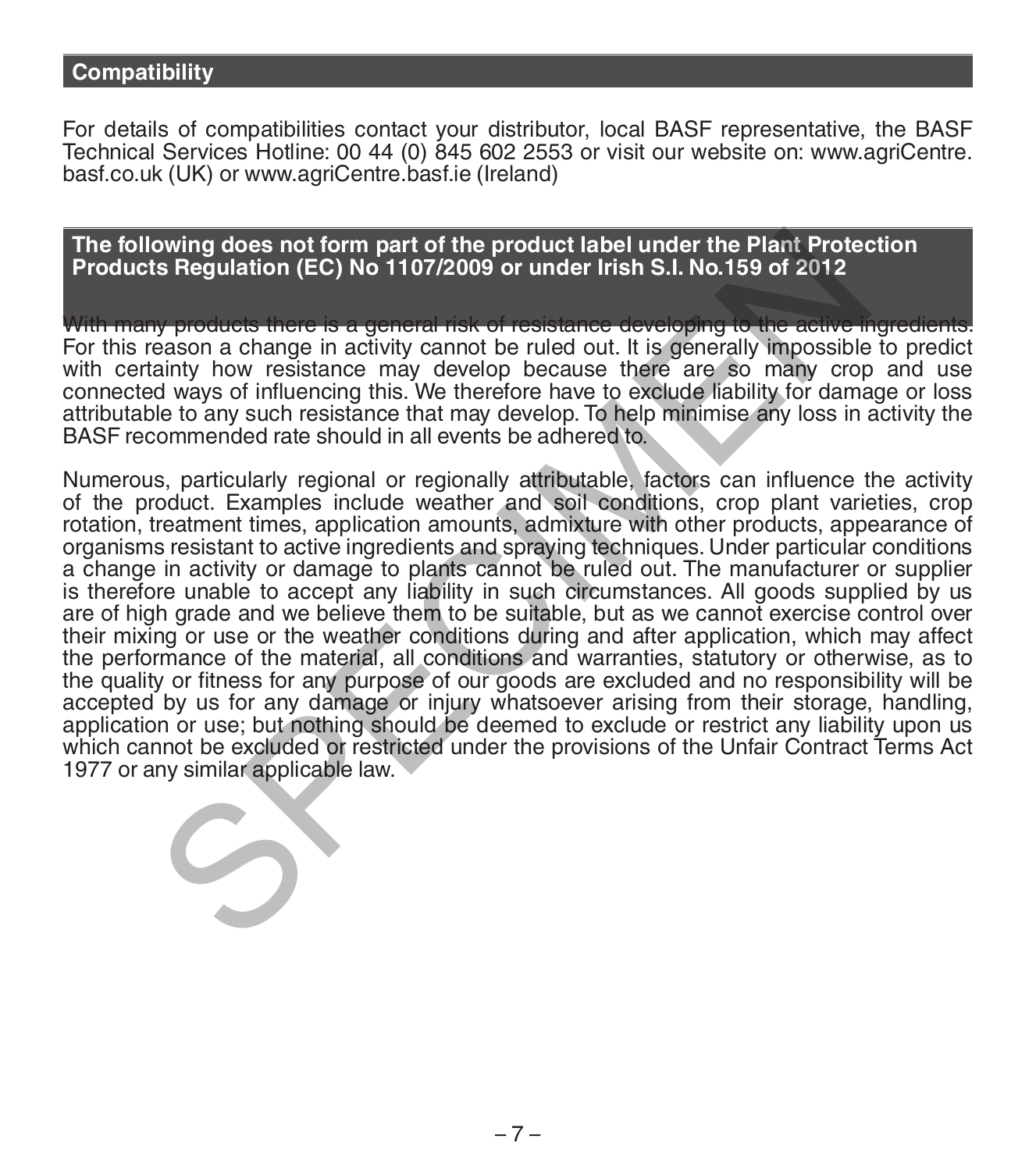## Compatibility

For details of compatibilities contact your distributor, local BASF representative, the BASF Technical Services Hotline: 00 44 (0) 845 602 2553 or visit our website on: www.agriCentre.basf.co.uk (UK) or www.agriCentre.basf.ie (Ireland)

## The following does not form part of the product label under the Plant Protection Products Regulation (EC) No 1107/2009 or under Irish S.I. No.159 of 2012

With many products there is a general risk of resistance developing to the active ingredients. For this reason a change in activity cannot be ruled out. It is generally impossible to predict with certainty how resistance may develop because there are so many crop and use connected ways of influencing this. We therefore have to exclude liability for damage or loss attributable to any such resistance that may develop. To help minimise any loss in activity the BASF recommended rate should in all events be adhered to.

Numerous, particularly regional or regionally attributable, factors can influence the activity of the product. Examples include weather and soil conditions, crop plant varieties, crop rotation, treatment times, application amounts, admixture with other products, appearance of organisms resistant to active ingredients and spraying techniques. Under particular conditions a change in activity or damage to plants cannot be ruled out. The manufacturer or supplier is therefore unable to accept any liability in such circumstances. All goods supplied by us are of high grade and we believe them to be suitable, but as we cannot exercise control over their mixing or use or the weather conditions during and after application, which may affect the performance of the material, all conditions and warranties, statutory or otherwise, as to the quality or fitness for any purpose of our goods are excluded and no responsibility will be accepted by us for any damage or injury whatsoever arising from their storage, handling, application or use; but nothing should be deemed to exclude or restrict any liability upon us which cannot be excluded or restricted under the provisions of the Unfair Contract Terms Act 1977 or any similar applicable law.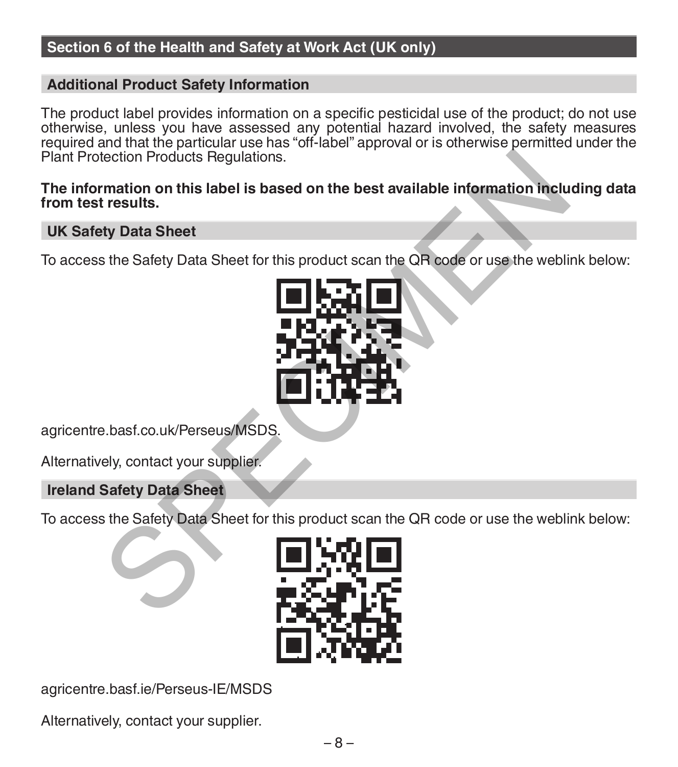## Section 6 of the Health and Safety at Work Act (UK only)

### Additional Product Safety Information

The product label provides information on a specific pesticidal use of the product; do not use otherwise, unless you have assessed any potential hazard involved, the safety measures required and that the particular use has "off-label" approval or is otherwise permitted under the Plant Protection Products Regulations.

**The information on this label is based on the best available information including data from test results.**

### UK Safety Data Sheet

To access the Safety Data Sheet for this product scan the QR code or use the weblink below:

agricentre.basf.co.uk/Perseus/MSDS.

Alternatively, contact your supplier.

### Ireland Safety Data Sheet

To access the Safety Data Sheet for this product scan the QR code or use the weblink below:

agricentre.basf.ie/Perseus-IE/MSDS

Alternatively, contact your supplier.